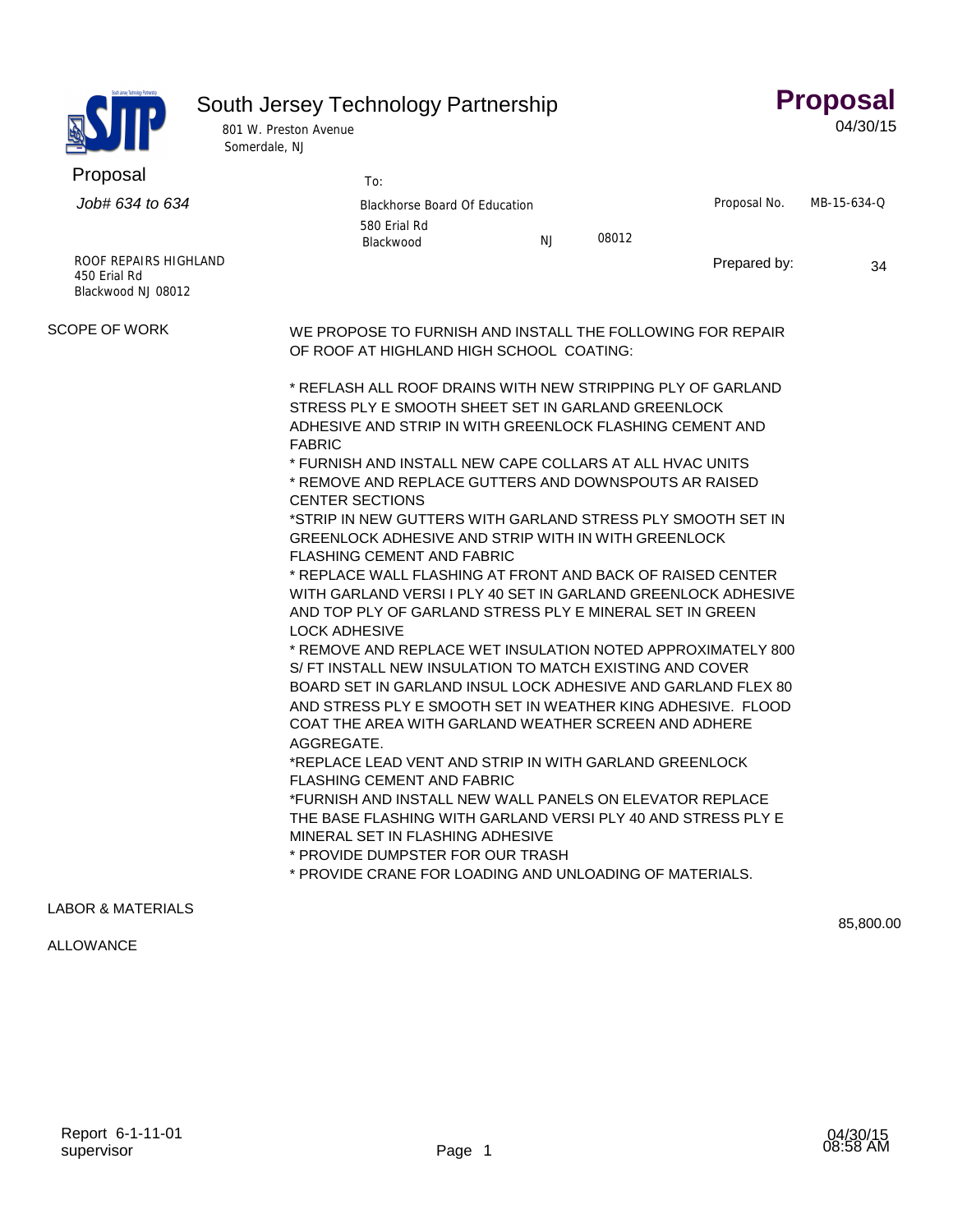# South Jersey Technology Partnership

801 W. Preston Avenue
Somerdale, NJ

## Proposal

04/30/15

**Proposal**

*Job# 634 to 634*

To:
Blackhorse Board Of Education
580 Erial Rd
Blackwood NJ 08012

Proposal No. MB-15-634-Q

Prepared by: 34

ROOF REPAIRS HIGHLAND
450 Erial Rd
Blackwood NJ 08012

**SCOPE OF WORK**

WE PROPOSE TO FURNISH AND INSTALL THE FOLLOWING FOR REPAIR OF ROOF AT HIGHLAND HIGH SCHOOL COATING:

* REFLASH ALL ROOF DRAINS WITH NEW STRIPPING PLY OF GARLAND STRESS PLY E SMOOTH SHEET SET IN GARLAND GREENLOCK ADHESIVE AND STRIP IN WITH GREENLOCK FLASHING CEMENT AND FABRIC
* FURNISH AND INSTALL NEW CAPE COLLARS AT ALL HVAC UNITS
* REMOVE AND REPLACE GUTTERS AND DOWNSPOUTS AR RAISED CENTER SECTIONS
*STRIP IN NEW GUTTERS WITH GARLAND STRESS PLY SMOOTH SET IN GREENLOCK ADHESIVE AND STRIP WITH IN WITH GREENLOCK FLASHING CEMENT AND FABRIC
* REPLACE WALL FLASHING AT FRONT AND BACK OF RAISED CENTER WITH GARLAND VERSI I PLY 40 SET IN GARLAND GREENLOCK ADHESIVE AND TOP PLY OF GARLAND STRESS PLY E MINERAL SET IN GREEN LOCK ADHESIVE
* REMOVE AND REPLACE WET INSULATION NOTED APPROXIMATELY 800 S/ FT INSTALL NEW INSULATION TO MATCH EXISTING AND COVER BOARD SET IN GARLAND INSUL LOCK ADHESIVE AND GARLAND FLEX 80 AND STRESS PLY E SMOOTH SET IN WEATHER KING ADHESIVE. FLOOD COAT THE AREA WITH GARLAND WEATHER SCREEN AND ADHERE AGGREGATE.
*REPLACE LEAD VENT AND STRIP IN WITH GARLAND GREENLOCK FLASHING CEMENT AND FABRIC
*FURNISH AND INSTALL NEW WALL PANELS ON ELEVATOR REPLACE THE BASE FLASHING WITH GARLAND VERSI PLY 40 AND STRESS PLY E MINERAL SET IN FLASHING ADHESIVE
* PROVIDE DUMPSTER FOR OUR TRASH
* PROVIDE CRANE FOR LOADING AND UNLOADING OF MATERIALS.

| | |
|---|---|
| LABOR & MATERIALS | 85,800.00 |
| ALLOWANCE | |

Report 6-1-11-01
supervisor

04/30/15
08:58 AM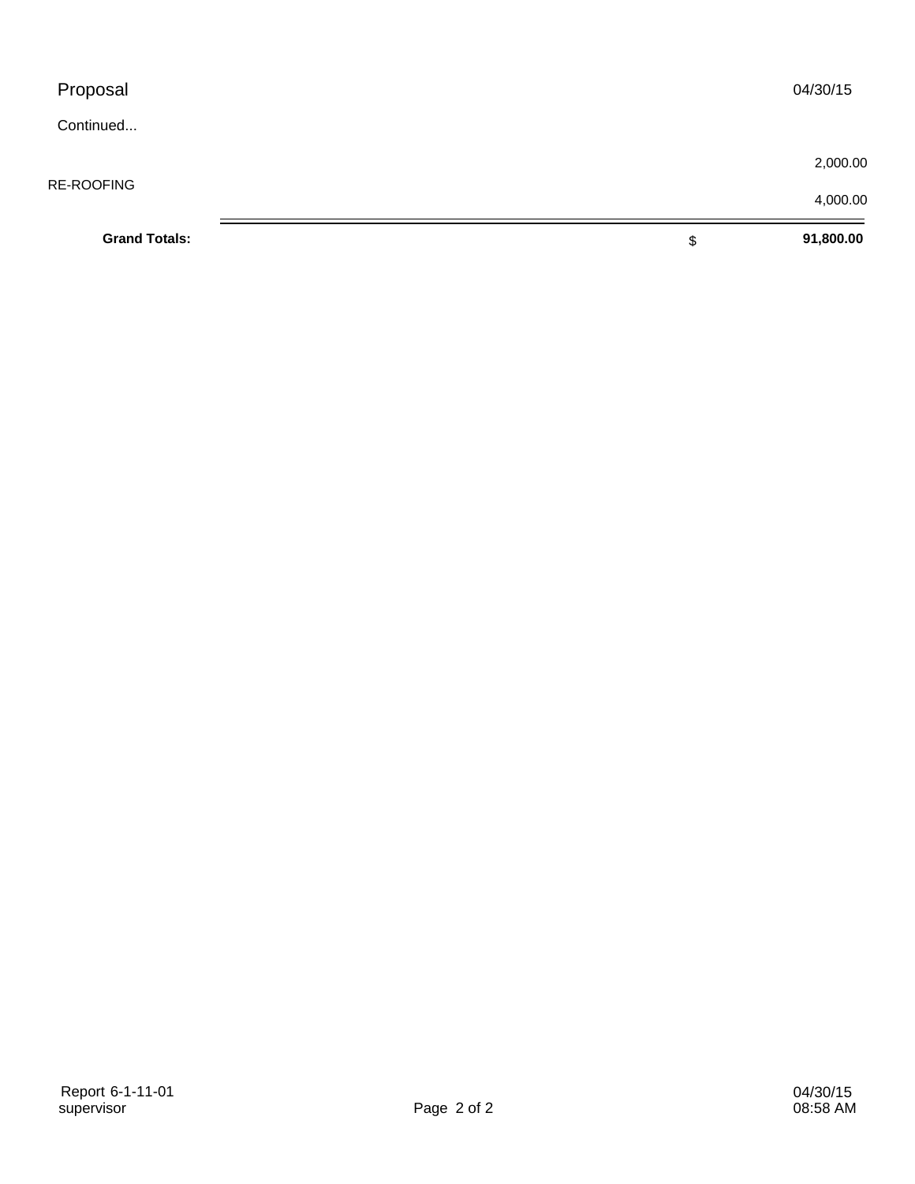# Proposal

04/30/15

Continued...

| | |
|---|---|
| | 2,000.00 |
| RE-ROOFING | |
| | 4,000.00 |
| **Grand Totals:** | $ **91,800.00** |

Report 6-1-11-01
supervisor

04/30/15
08:58 AM